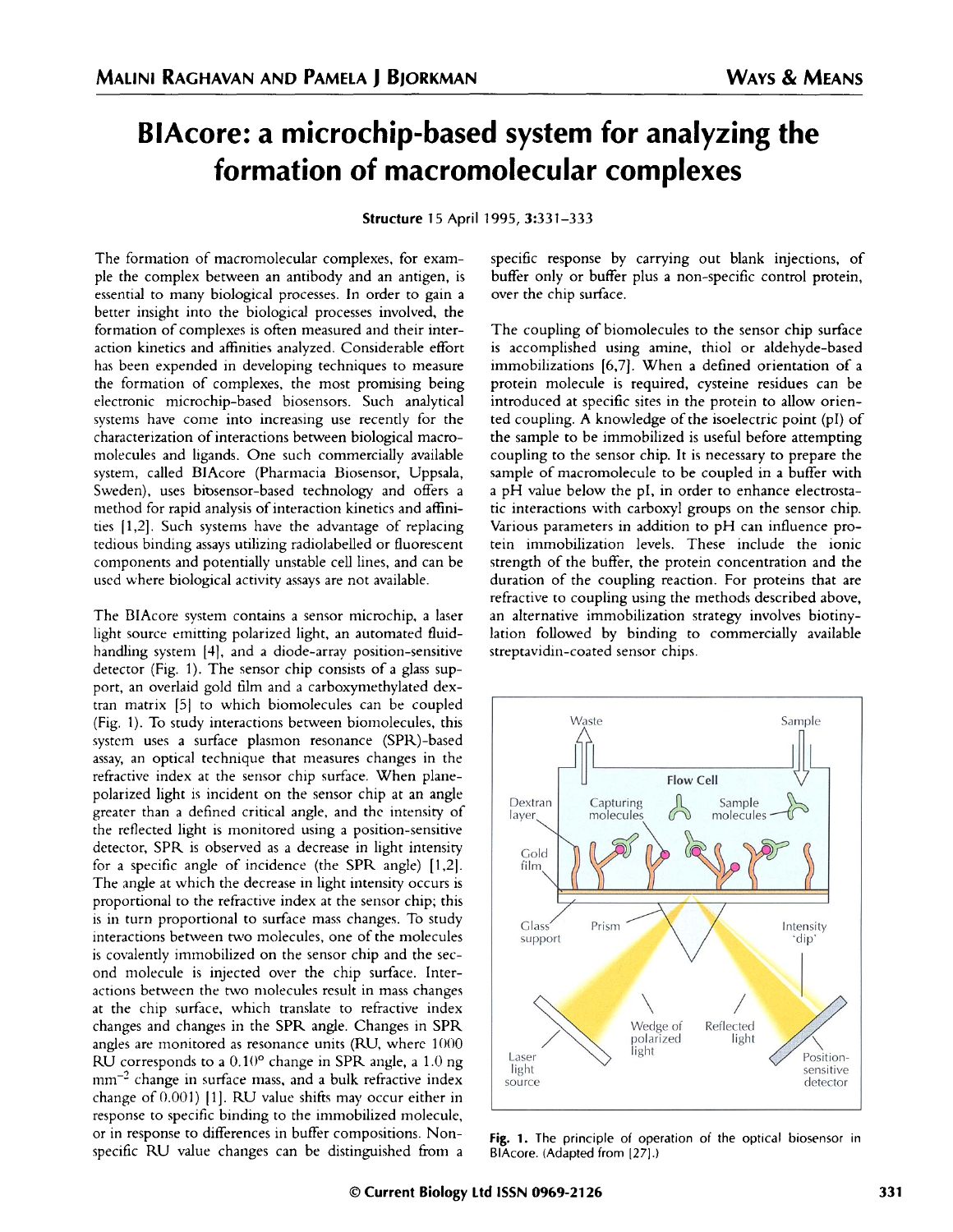# BIAcore: a microchip-based system for analyzing the formation of macromolecular complexes

Malini Raghavan and Pamela J Bjorkman

**Structure** 15 April 1995, **3**:331–333

The formation of macromolecular complexes, for example the complex between an antibody and an antigen, is essential to many biological processes. In order to gain a better insight into the biological processes involved, the formation of complexes is often measured and their interaction kinetics and affinities analyzed. Considerable effort has been expended in developing techniques to measure the formation of complexes, the most promising being electronic microchip-based biosensors. Such analytical systems have come into increasing use recently for the characterization of interactions between biological macromolecules and ligands. One such commercially available system, called BIAcore (Pharmacia Biosensor, Uppsala, Sweden), uses biosensor-based technology and offers a method for rapid analysis of interaction kinetics and affinities [1,2]. Such systems have the advantage of replacing tedious binding assays utilizing radiolabelled or fluorescent components and potentially unstable cell lines, and can be used where biological activity assays are not available.

The BIAcore system contains a sensor microchip, a laser light source emitting polarized light, an automated fluid-handling system [4], and a diode-array position-sensitive detector (Fig. 1). The sensor chip consists of a glass support, an overlaid gold film and a carboxymethylated dextran matrix [5] to which biomolecules can be coupled (Fig. 1). To study interactions between biomolecules, this system uses a surface plasmon resonance (SPR)-based assay, an optical technique that measures changes in the refractive index at the sensor chip surface. When plane-polarized light is incident on the sensor chip at an angle greater than a defined critical angle, and the intensity of the reflected light is monitored using a position-sensitive detector, SPR is observed as a decrease in light intensity for a specific angle of incidence (the SPR angle) [1,2]. The angle at which the decrease in light intensity occurs is proportional to the refractive index at the sensor chip; this is in turn proportional to surface mass changes. To study interactions between two molecules, one of the molecules is covalently immobilized on the sensor chip and the second molecule is injected over the chip surface. Interactions between the two molecules result in mass changes at the chip surface, which translate to refractive index changes and changes in the SPR angle. Changes in SPR angles are monitored as resonance units (RU, where 1000 RU corresponds to a 0.10° change in SPR angle, a 1.0 ng $mm^{-2}$ change in surface mass, and a bulk refractive index change of 0.001) [1]. RU value shifts may occur either in response to specific binding to the immobilized molecule, or in response to differences in buffer compositions. Non-specific RU value changes can be distinguished from a specific response by carrying out blank injections, of buffer only or buffer plus a non-specific control protein, over the chip surface.

The coupling of biomolecules to the sensor chip surface is accomplished using amine, thiol or aldehyde-based immobilizations [6,7]. When a defined orientation of a protein molecule is required, cysteine residues can be introduced at specific sites in the protein to allow oriented coupling. A knowledge of the isoelectric point (pI) of the sample to be immobilized is useful before attempting coupling to the sensor chip. It is necessary to prepare the sample of macromolecule to be coupled in a buffer with a pH value below the pI, in order to enhance electrostatic interactions with carboxyl groups on the sensor chip. Various parameters in addition to pH can influence protein immobilization levels. These include the ionic strength of the buffer, the protein concentration and the duration of the coupling reaction. For proteins that are refractive to coupling using the methods described above, an alternative immobilization strategy involves biotinylation followed by binding to commercially available streptavidin-coated sensor chips.

**Fig. 1.** The principle of operation of the optical biosensor in BIAcore. (Adapted from [27].)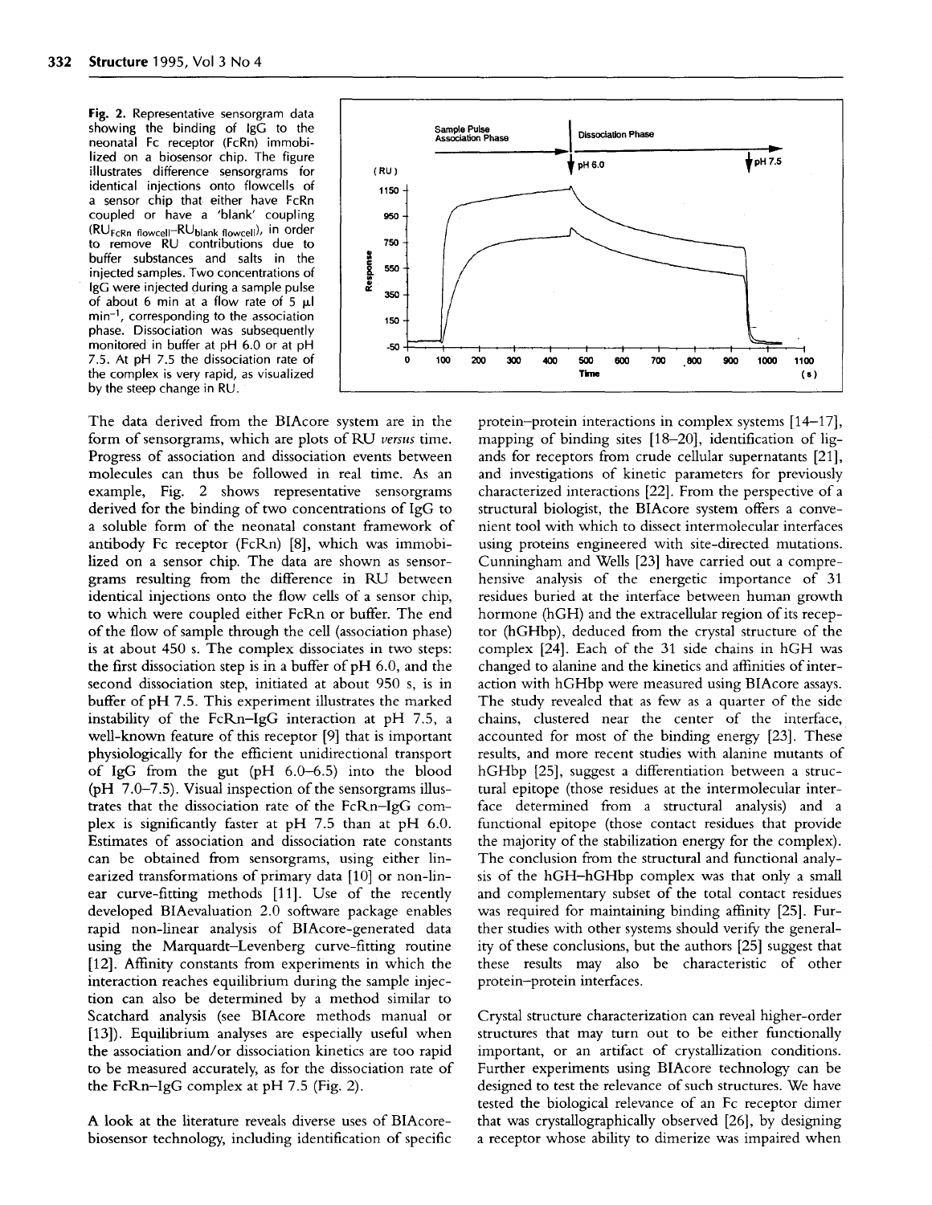**Fig. 2.** Representative sensorgram data showing the binding of IgG to the neonatal Fc receptor (FcRn) immobilized on a biosensor chip. The figure illustrates difference sensorgrams for identical injections onto flowcells of a sensor chip that either have FcRn coupled or have a 'blank' coupling ($RU_{FcRn\ flowcell}$–$RU_{blank\ flowcell}$), in order to remove RU contributions due to buffer substances and salts in the injected samples. Two concentrations of IgG were injected during a sample pulse of about 6 min at a flow rate of 5 μl min$^{-1}$, corresponding to the association phase. Dissociation was subsequently monitored in buffer at pH 6.0 or at pH 7.5. At pH 7.5 the dissociation rate of the complex is very rapid, as visualized by the steep change in RU.

The data derived from the BIAcore system are in the form of sensorgrams, which are plots of RU *versus* time. Progress of association and dissociation events between molecules can thus be followed in real time. As an example, Fig. 2 shows representative sensorgrams derived for the binding of two concentrations of IgG to a soluble form of the neonatal constant framework of antibody Fc receptor (FcRn) [8], which was immobilized on a sensor chip. The data are shown as sensorgrams resulting from the difference in RU between identical injections onto the flow cells of a sensor chip, to which were coupled either FcRn or buffer. The end of the flow of sample through the cell (association phase) is at about 450 s. The complex dissociates in two steps: the first dissociation step is in a buffer of pH 6.0, and the second dissociation step, initiated at about 950 s, is in buffer of pH 7.5. This experiment illustrates the marked instability of the FcRn–IgG interaction at pH 7.5, a well-known feature of this receptor [9] that is important physiologically for the efficient unidirectional transport of IgG from the gut (pH 6.0–6.5) into the blood (pH 7.0–7.5). Visual inspection of the sensorgrams illustrates that the dissociation rate of the FcRn–IgG complex is significantly faster at pH 7.5 than at pH 6.0. Estimates of association and dissociation rate constants can be obtained from sensorgrams, using either linearized transformations of primary data [10] or non-linear curve-fitting methods [11]. Use of the recently developed BIAevaluation 2.0 software package enables rapid non-linear analysis of BIAcore-generated data using the Marquardt–Levenberg curve-fitting routine [12]. Affinity constants from experiments in which the interaction reaches equilibrium during the sample injection can also be determined by a method similar to Scatchard analysis (see BIAcore methods manual or [13]). Equilibrium analyses are especially useful when the association and/or dissociation kinetics are too rapid to be measured accurately, as for the dissociation rate of the FcRn–IgG complex at pH 7.5 (Fig. 2).

A look at the literature reveals diverse uses of BIAcore-biosensor technology, including identification of specific protein–protein interactions in complex systems [14–17], mapping of binding sites [18–20], identification of ligands for receptors from crude cellular supernatants [21], and investigations of kinetic parameters for previously characterized interactions [22]. From the perspective of a structural biologist, the BIAcore system offers a convenient tool with which to dissect intermolecular interfaces using proteins engineered with site-directed mutations. Cunningham and Wells [23] have carried out a comprehensive analysis of the energetic importance of 31 residues buried at the interface between human growth hormone (hGH) and the extracellular region of its receptor (hGHbp), deduced from the crystal structure of the complex [24]. Each of the 31 side chains in hGH was changed to alanine and the kinetics and affinities of interaction with hGHbp were measured using BIAcore assays. The study revealed that as few as a quarter of the side chains, clustered near the center of the interface, accounted for most of the binding energy [23]. These results, and more recent studies with alanine mutants of hGHbp [25], suggest a differentiation between a structural epitope (those residues at the intermolecular interface determined from a structural analysis) and a functional epitope (those contact residues that provide the majority of the stabilization energy for the complex). The conclusion from the structural and functional analysis of the hGH–hGHbp complex was that only a small and complementary subset of the total contact residues was required for maintaining binding affinity [25]. Further studies with other systems should verify the generality of these conclusions, but the authors [25] suggest that these results may also be characteristic of other protein–protein interfaces.

Crystal structure characterization can reveal higher-order structures that may turn out to be either functionally important, or an artifact of crystallization conditions. Further experiments using BIAcore technology can be designed to test the relevance of such structures. We have tested the biological relevance of an Fc receptor dimer that was crystallographically observed [26], by designing a receptor whose ability to dimerize was impaired when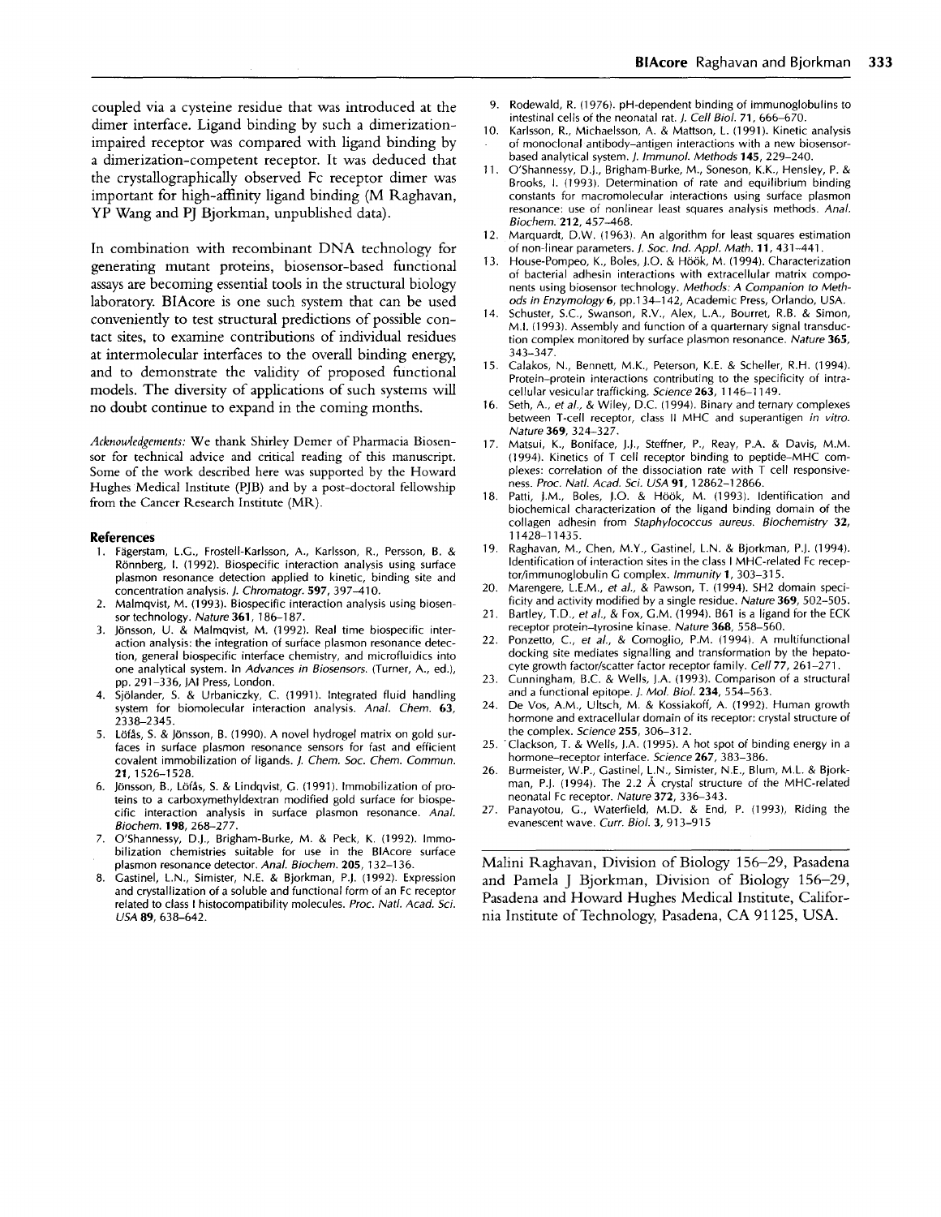coupled via a cysteine residue that was introduced at the dimer interface. Ligand binding by such a dimerization-impaired receptor was compared with ligand binding by a dimerization-competent receptor. It was deduced that the crystallographically observed Fc receptor dimer was important for high-affinity ligand binding (M Raghavan, YP Wang and PJ Bjorkman, unpublished data).

In combination with recombinant DNA technology for generating mutant proteins, biosensor-based functional assays are becoming essential tools in the structural biology laboratory. BIAcore is one such system that can be used conveniently to test structural predictions of possible contact sites, to examine contributions of individual residues at intermolecular interfaces to the overall binding energy, and to demonstrate the validity of proposed functional models. The diversity of applications of such systems will no doubt continue to expand in the coming months.

*Acknowledgements:* We thank Shirley Demer of Pharmacia Biosensor for technical advice and critical reading of this manuscript. Some of the work described here was supported by the Howard Hughes Medical Institute (PJB) and by a post-doctoral fellowship from the Cancer Research Institute (MR).

## References

1. Fägerstam, L.G., Frostell-Karlsson, A., Karlsson, R., Persson, B. & Rönnberg, I. (1992). Biospecific interaction analysis using surface plasmon resonance detection applied to kinetic, binding site and concentration analysis. *J. Chromatogr.* **597**, 397–410.
2. Malmqvist, M. (1993). Biospecific interaction analysis using biosensor technology. *Nature* **361**, 186–187.
3. Jönsson, U. & Malmqvist, M. (1992). Real time biospecific interaction analysis: the integration of surface plasmon resonance detection, general biospecific interface chemistry, and microfluidics into one analytical system. In *Advances in Biosensors*. (Turner, A., ed.), pp. 291–336, JAI Press, London.
4. Sjölander, S. & Urbaniczky, C. (1991). Integrated fluid handling system for biomolecular interaction analysis. *Anal. Chem.* **63**, 2338–2345.
5. Löfås, S. & Jönsson, B. (1990). A novel hydrogel matrix on gold surfaces in surface plasmon resonance sensors for fast and efficient covalent immobilization of ligands. *J. Chem. Soc. Chem. Commun.* **21**, 1526–1528.
6. Jönsson, B., Löfås, S. & Lindqvist, G. (1991). Immobilization of proteins to a carboxymethyldextran modified gold surface for biospecific interaction analysis in surface plasmon resonance. *Anal. Biochem.* **198**, 268–277.
7. O'Shannessy, D.J., Brigham-Burke, M. & Peck, K. (1992). Immobilization chemistries suitable for use in the BIAcore surface plasmon resonance detector. *Anal. Biochem.* **205**, 132–136.
8. Gastinel, L.N., Simister, N.E. & Bjorkman, P.J. (1992). Expression and crystallization of a soluble and functional form of an Fc receptor related to class I histocompatibility molecules. *Proc. Natl. Acad. Sci. USA* **89**, 638–642.
9. Rodewald, R. (1976). pH-dependent binding of immunoglobulins to intestinal cells of the neonatal rat. *J. Cell Biol.* **71**, 666–670.
10. Karlsson, R., Michaelsson, A. & Mattson, L. (1991). Kinetic analysis of monoclonal antibody–antigen interactions with a new biosensor-based analytical system. *J. Immunol. Methods* **145**, 229–240.
11. O'Shannessy, D.J., Brigham-Burke, M., Soneson, K.K., Hensley, P. & Brooks, I. (1993). Determination of rate and equilibrium binding constants for macromolecular interactions using surface plasmon resonance: use of nonlinear least squares analysis methods. *Anal. Biochem.* **212**, 457–468.
12. Marquardt, D.W. (1963). An algorithm for least squares estimation of non-linear parameters. *J. Soc. Ind. Appl. Math.* **11**, 431–441.
13. House-Pompeo, K., Boles, J.O. & Höök, M. (1994). Characterization of bacterial adhesin interactions with extracellular matrix components using biosensor technology. *Methods: A Companion to Methods in Enzymology* **6**, pp.134–142, Academic Press, Orlando, USA.
14. Schuster, S.C., Swanson, R.V., Alex, L.A., Bourret, R.B. & Simon, M.I. (1993). Assembly and function of a quarternary signal transduction complex monitored by surface plasmon resonance. *Nature* **365**, 343–347.
15. Calakos, N., Bennett, M.K., Peterson, K.E. & Scheller, R.H. (1994). Protein–protein interactions contributing to the specificity of intracellular vesicular trafficking. *Science* **263**, 1146–1149.
16. Seth, A., *et al.*, & Wiley, D.C. (1994). Binary and ternary complexes between T-cell receptor, class II MHC and superantigen *in vitro*. *Nature* **369**, 324–327.
17. Matsui, K., Boniface, J.J., Steffner, P., Reay, P.A. & Davis, M.M. (1994). Kinetics of T cell receptor binding to peptide–MHC complexes: correlation of the dissociation rate with T cell responsiveness. *Proc. Natl. Acad. Sci. USA* **91**, 12862–12866.
18. Patti, J.M., Boles, J.O. & Höök, M. (1993). Identification and biochemical characterization of the ligand binding domain of the collagen adhesin from *Staphylococcus aureus*. *Biochemistry* **32**, 11428–11435.
19. Raghavan, M., Chen, M.Y., Gastinel, L.N. & Bjorkman, P.J. (1994). Identification of interaction sites in the class I MHC-related Fc receptor/immunoglobulin G complex. *Immunity* **1**, 303–315.
20. Marengere, L.E.M., *et al.*, & Pawson, T. (1994). SH2 domain specificity and activity modified by a single residue. *Nature* **369**, 502–505.
21. Bartley, T.D., *et al.*, & Fox, G.M. (1994). B61 is a ligand for the ECK receptor protein-tyrosine kinase. *Nature* **368**, 558–560.
22. Ponzetto, C., *et al.*, & Comoglio, P.M. (1994). A multifunctional docking site mediates signalling and transformation by the hepatocyte growth factor/scatter factor receptor family. *Cell* **77**, 261–271.
23. Cunningham, B.C. & Wells, J.A. (1993). Comparison of a structural and a functional epitope. *J. Mol. Biol.* **234**, 554–563.
24. De Vos, A.M., Ultsch, M. & Kossiakoff, A. (1992). Human growth hormone and extracellular domain of its receptor: crystal structure of the complex. *Science* **255**, 306–312.
25. Clackson, T. & Wells, J.A. (1995). A hot spot of binding energy in a hormone–receptor interface. *Science* **267**, 383–386.
26. Burmeister, W.P., Gastinel, L.N., Simister, N.E., Blum, M.L. & Bjorkman, P.J. (1994). The 2.2 Å crystal structure of the MHC-related neonatal Fc receptor. *Nature* **372**, 336–343.
27. Panayotou, G., Waterfield, M.D. & End, P. (1993). Riding the evanescent wave. *Curr. Biol.* **3**, 913–915

Malini Raghavan, Division of Biology 156–29, Pasadena and Pamela J Bjorkman, Division of Biology 156–29, Pasadena and Howard Hughes Medical Institute, California Institute of Technology, Pasadena, CA 91125, USA.